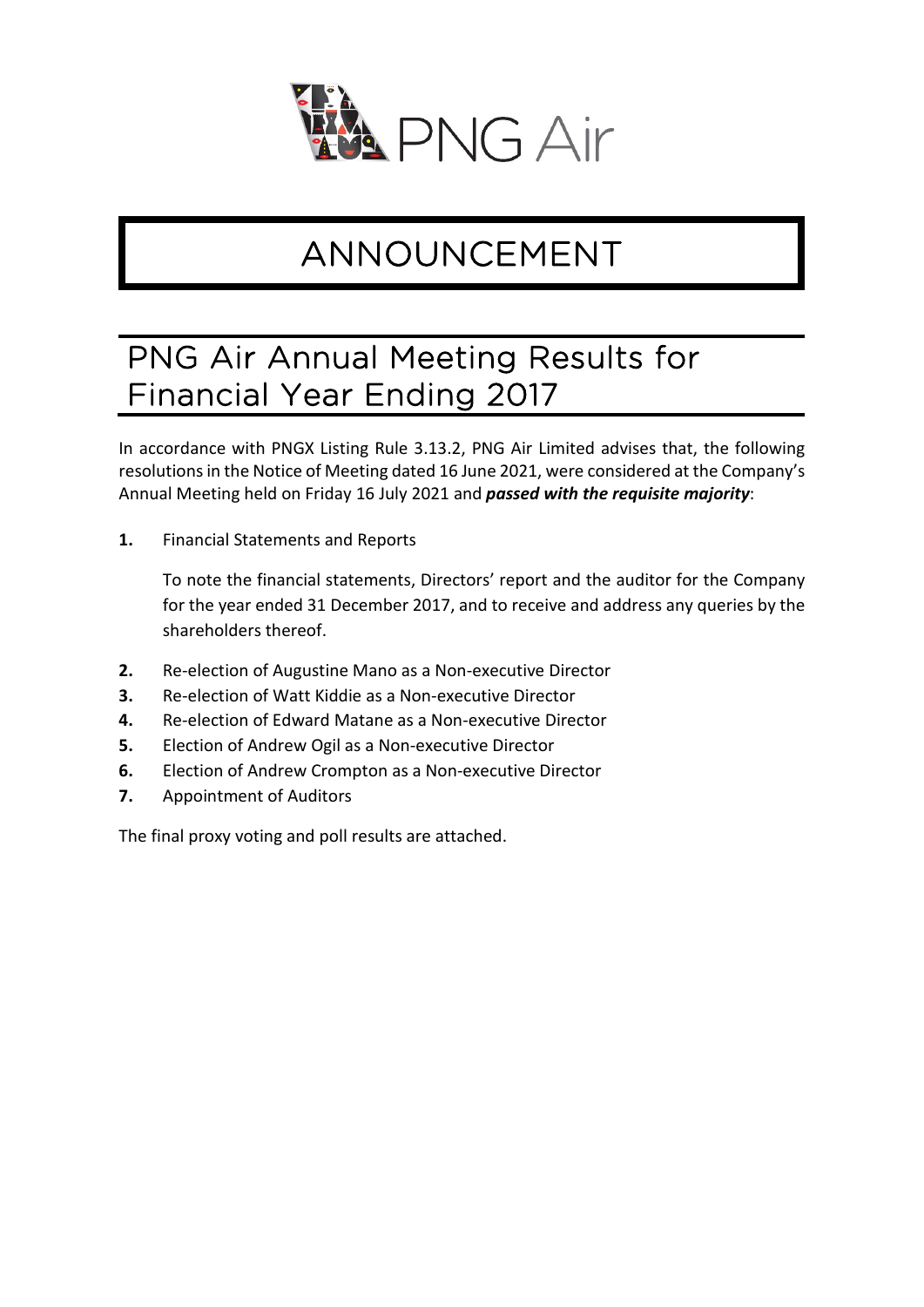PNG Air

# ANNOUNCEMENT

## PNG Air Annual Meeting Results for Financial Year Ending 2017

In accordance with PNGX Listing Rule 3.13.2, PNG Air Limited advises that, the following resolutions in the Notice of Meeting dated 16 June 2021, were considered at the Company's Annual Meeting held on Friday 16 July 2021 and ***passed with the requisite majority***:

**1.** Financial Statements and Reports

To note the financial statements, Directors' report and the auditor for the Company for the year ended 31 December 2017, and to receive and address any queries by the shareholders thereof.

**2.** Re-election of Augustine Mano as a Non-executive Director

**3.** Re-election of Watt Kiddie as a Non-executive Director

**4.** Re-election of Edward Matane as a Non-executive Director

**5.** Election of Andrew Ogil as a Non-executive Director

**6.** Election of Andrew Crompton as a Non-executive Director

**7.** Appointment of Auditors

The final proxy voting and poll results are attached.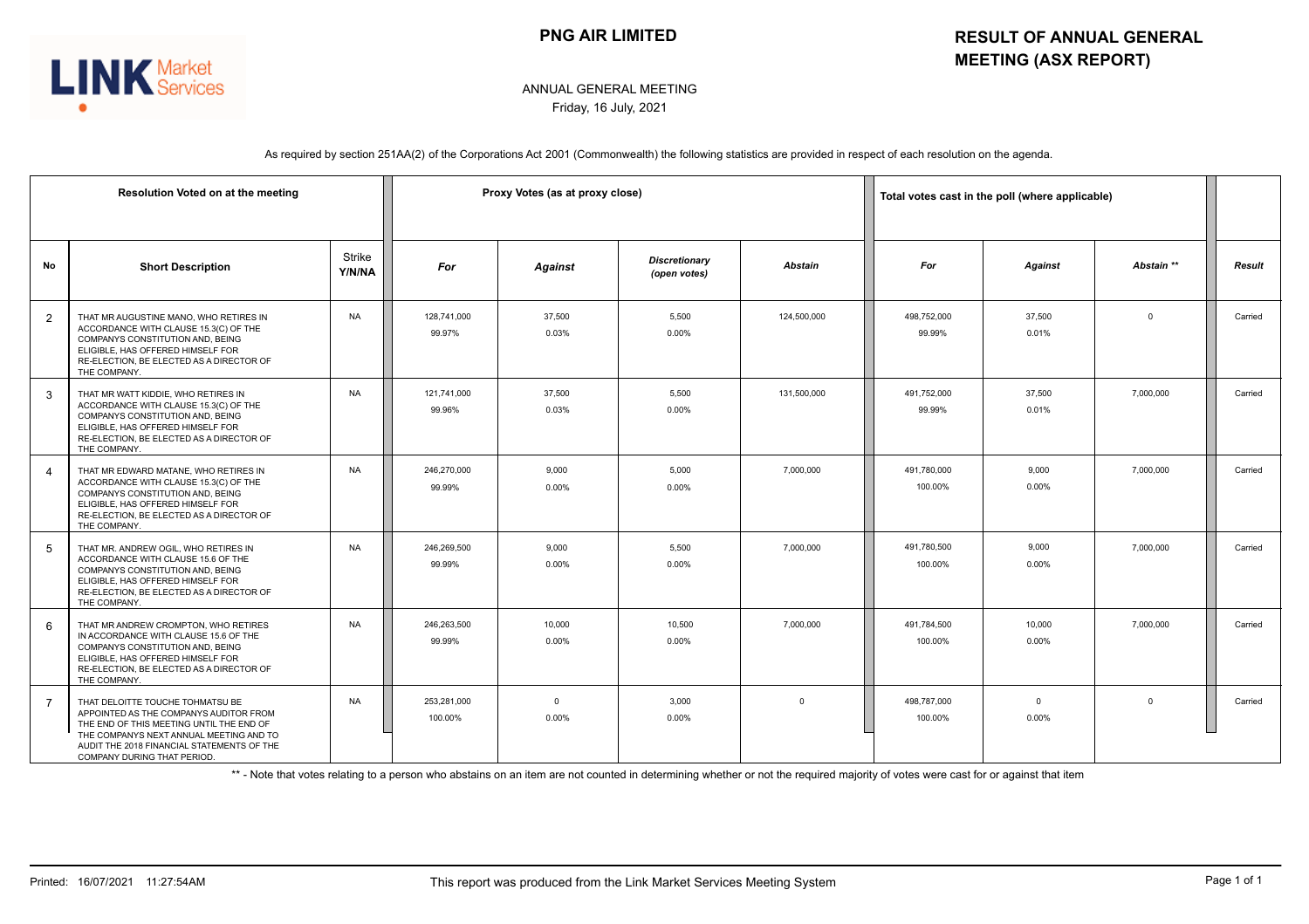**PNG AIR LIMITED**

# RESULT OF ANNUAL GENERAL MEETING (ASX REPORT)

LINK Market Services

ANNUAL GENERAL MEETING
Friday, 16 July, 2021

As required by section 251AA(2) of the Corporations Act 2001 (Commonwealth) the following statistics are provided in respect of each resolution on the agenda.

| Resolution Voted on at the meeting | | | Proxy Votes (as at proxy close) | | | | Total votes cast in the poll (where applicable) | | | |
|---|---|---|---|---|---|---|---|---|---|---|
| **No** | **Short Description** | **Strike Y/N/NA** | ***For*** | ***Against*** | ***Discretionary (open votes)*** | ***Abstain*** | ***For*** | ***Against*** | ***Abstain \*\**** | ***Result*** |
| 2 | THAT MR AUGUSTINE MANO, WHO RETIRES IN ACCORDANCE WITH CLAUSE 15.3(C) OF THE COMPANYS CONSTITUTION AND, BEING ELIGIBLE, HAS OFFERED HIMSELF FOR RE-ELECTION, BE ELECTED AS A DIRECTOR OF THE COMPANY. | NA | 128,741,000 99.97% | 37,500 0.03% | 5,500 0.00% | 124,500,000 | 498,752,000 99.99% | 37,500 0.01% | 0 | Carried |
| 3 | THAT MR WATT KIDDIE, WHO RETIRES IN ACCORDANCE WITH CLAUSE 15.3(C) OF THE COMPANYS CONSTITUTION AND, BEING ELIGIBLE, HAS OFFERED HIMSELF FOR RE-ELECTION, BE ELECTED AS A DIRECTOR OF THE COMPANY. | NA | 121,741,000 99.96% | 37,500 0.03% | 5,500 0.00% | 131,500,000 | 491,752,000 99.99% | 37,500 0.01% | 7,000,000 | Carried |
| 4 | THAT MR EDWARD MATANE, WHO RETIRES IN ACCORDANCE WITH CLAUSE 15.3(C) OF THE COMPANYS CONSTITUTION AND, BEING ELIGIBLE, HAS OFFERED HIMSELF FOR RE-ELECTION, BE ELECTED AS A DIRECTOR OF THE COMPANY. | NA | 246,270,000 99.99% | 9,000 0.00% | 5,000 0.00% | 7,000,000 | 491,780,000 100.00% | 9,000 0.00% | 7,000,000 | Carried |
| 5 | THAT MR. ANDREW OGIL, WHO RETIRES IN ACCORDANCE WITH CLAUSE 15.6 OF THE COMPANYS CONSTITUTION AND, BEING ELIGIBLE, HAS OFFERED HIMSELF FOR RE-ELECTION, BE ELECTED AS A DIRECTOR OF THE COMPANY. | NA | 246,269,500 99.99% | 9,000 0.00% | 5,500 0.00% | 7,000,000 | 491,780,500 100.00% | 9,000 0.00% | 7,000,000 | Carried |
| 6 | THAT MR ANDREW CROMPTON, WHO RETIRES IN ACCORDANCE WITH CLAUSE 15.6 OF THE COMPANYS CONSTITUTION AND, BEING ELIGIBLE, HAS OFFERED HIMSELF FOR RE-ELECTION, BE ELECTED AS A DIRECTOR OF THE COMPANY. | NA | 246,263,500 99.99% | 10,000 0.00% | 10,500 0.00% | 7,000,000 | 491,784,500 100.00% | 10,000 0.00% | 7,000,000 | Carried |
| 7 | THAT DELOITTE TOUCHE TOHMATSU BE APPOINTED AS THE COMPANYS AUDITOR FROM THE END OF THIS MEETING UNTIL THE END OF THE COMPANYS NEXT ANNUAL MEETING AND TO AUDIT THE 2018 FINANCIAL STATEMENTS OF THE COMPANY DURING THAT PERIOD. | NA | 253,281,000 100.00% | 0 0.00% | 3,000 0.00% | 0 | 498,787,000 100.00% | 0 0.00% | 0 | Carried |

** - Note that votes relating to a person who abstains on an item are not counted in determining whether or not the required majority of votes were cast for or against that item

Printed: 16/07/2021 11:27:54AM

This report was produced from the Link Market Services Meeting System